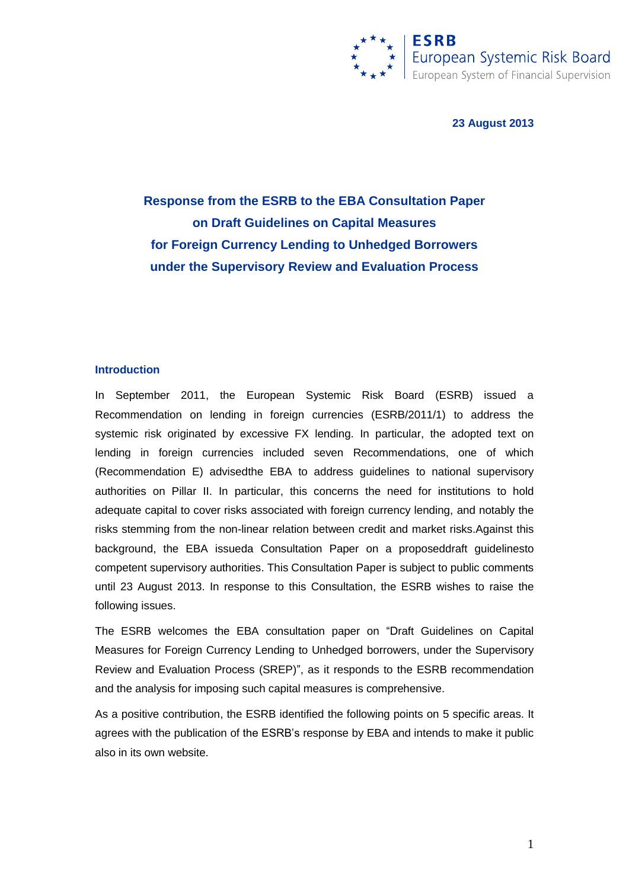**ESRB**
European Systemic Risk Board
European System of Financial Supervision

**23 August 2013**

# Response from the ESRB to the EBA Consultation Paper on Draft Guidelines on Capital Measures for Foreign Currency Lending to Unhedged Borrowers under the Supervisory Review and Evaluation Process

## Introduction

In September 2011, the European Systemic Risk Board (ESRB) issued a Recommendation on lending in foreign currencies (ESRB/2011/1) to address the systemic risk originated by excessive FX lending. In particular, the adopted text on lending in foreign currencies included seven Recommendations, one of which (Recommendation E) advisedthe EBA to address guidelines to national supervisory authorities on Pillar II. In particular, this concerns the need for institutions to hold adequate capital to cover risks associated with foreign currency lending, and notably the risks stemming from the non-linear relation between credit and market risks.Against this background, the EBA issueda Consultation Paper on a proposeddraft guidelinesto competent supervisory authorities. This Consultation Paper is subject to public comments until 23 August 2013. In response to this Consultation, the ESRB wishes to raise the following issues.

The ESRB welcomes the EBA consultation paper on "Draft Guidelines on Capital Measures for Foreign Currency Lending to Unhedged borrowers, under the Supervisory Review and Evaluation Process (SREP)", as it responds to the ESRB recommendation and the analysis for imposing such capital measures is comprehensive.

As a positive contribution, the ESRB identified the following points on 5 specific areas. It agrees with the publication of the ESRB's response by EBA and intends to make it public also in its own website.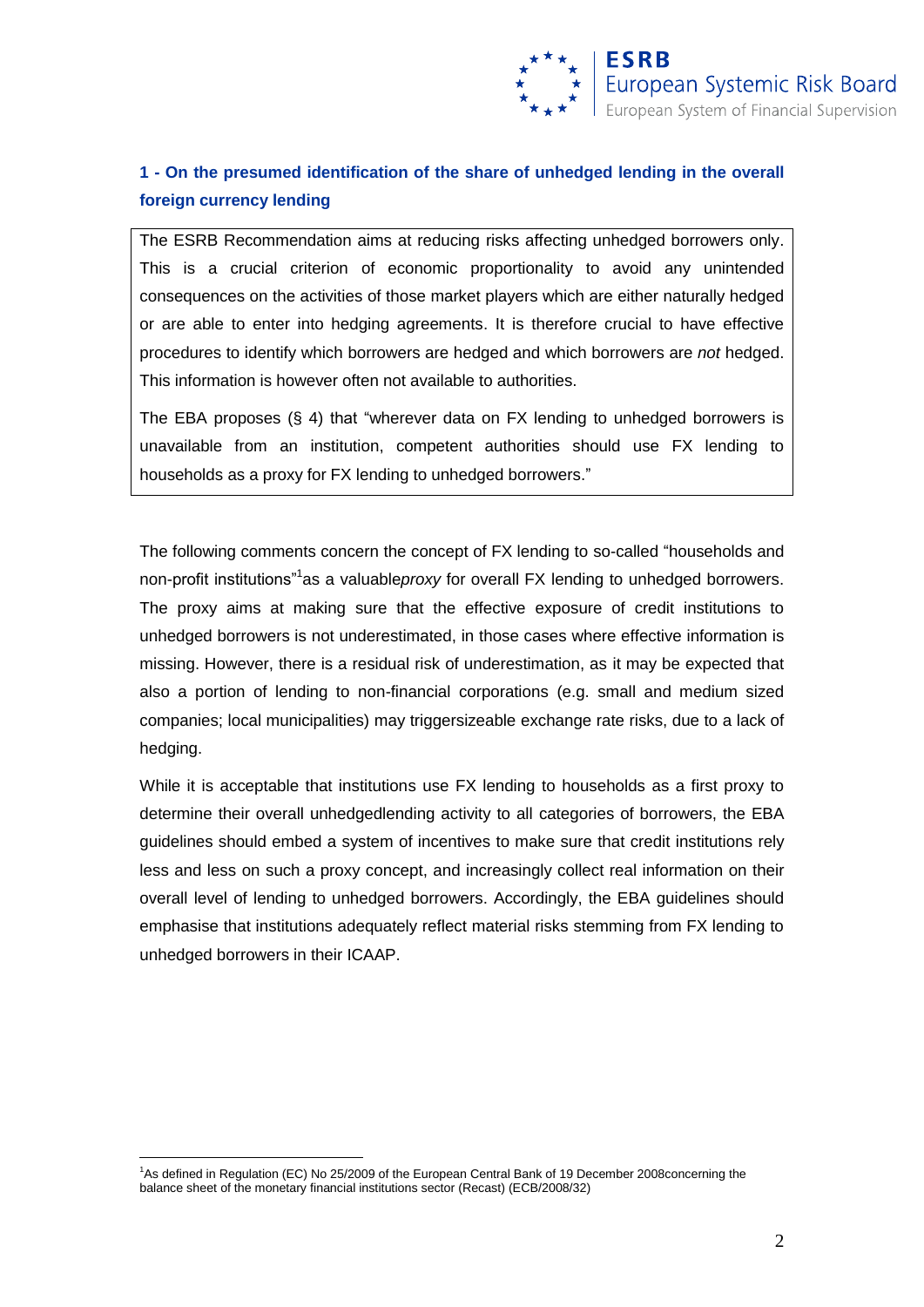### 1 - On the presumed identification of the share of unhedged lending in the overall foreign currency lending

The ESRB Recommendation aims at reducing risks affecting unhedged borrowers only. This is a crucial criterion of economic proportionality to avoid any unintended consequences on the activities of those market players which are either naturally hedged or are able to enter into hedging agreements. It is therefore crucial to have effective procedures to identify which borrowers are hedged and which borrowers are *not* hedged. This information is however often not available to authorities.

The EBA proposes (§ 4) that "wherever data on FX lending to unhedged borrowers is unavailable from an institution, competent authorities should use FX lending to households as a proxy for FX lending to unhedged borrowers."

The following comments concern the concept of FX lending to so-called "households and non-profit institutions"[1] as a valuable *proxy* for overall FX lending to unhedged borrowers. The proxy aims at making sure that the effective exposure of credit institutions to unhedged borrowers is not underestimated, in those cases where effective information is missing. However, there is a residual risk of underestimation, as it may be expected that also a portion of lending to non-financial corporations (e.g. small and medium sized companies; local municipalities) may trigger sizeable exchange rate risks, due to a lack of hedging.

While it is acceptable that institutions use FX lending to households as a first proxy to determine their overall unhedged lending activity to all categories of borrowers, the EBA guidelines should embed a system of incentives to make sure that credit institutions rely less and less on such a proxy concept, and increasingly collect real information on their overall level of lending to unhedged borrowers. Accordingly, the EBA guidelines should emphasise that institutions adequately reflect material risks stemming from FX lending to unhedged borrowers in their ICAAP.

[1] As defined in Regulation (EC) No 25/2009 of the European Central Bank of 19 December 2008 concerning the balance sheet of the monetary financial institutions sector (Recast) (ECB/2008/32)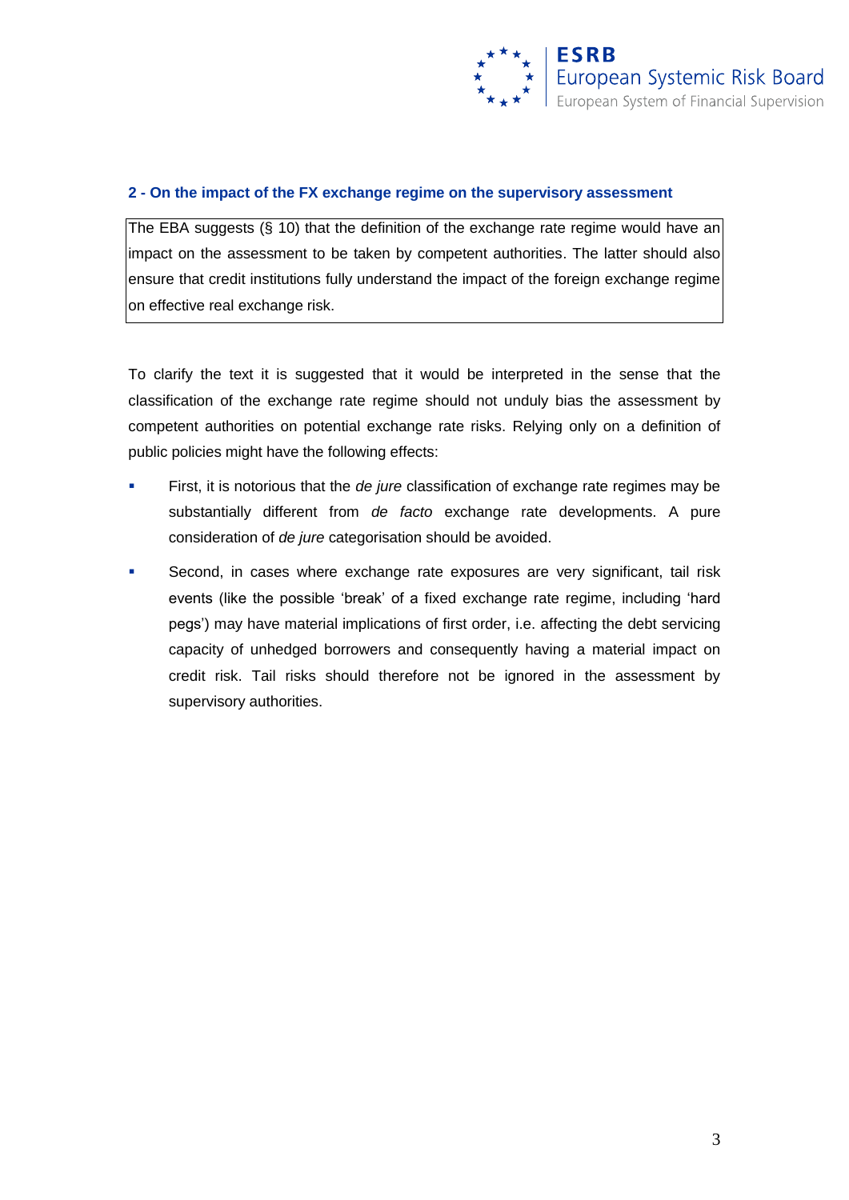## 2 - On the impact of the FX exchange regime on the supervisory assessment

> The EBA suggests (§ 10) that the definition of the exchange rate regime would have an impact on the assessment to be taken by competent authorities. The latter should also ensure that credit institutions fully understand the impact of the foreign exchange regime on effective real exchange risk.

To clarify the text it is suggested that it would be interpreted in the sense that the classification of the exchange rate regime should not unduly bias the assessment by competent authorities on potential exchange rate risks. Relying only on a definition of public policies might have the following effects:

- First, it is notorious that the *de jure* classification of exchange rate regimes may be substantially different from *de facto* exchange rate developments. A pure consideration of *de jure* categorisation should be avoided.
- Second, in cases where exchange rate exposures are very significant, tail risk events (like the possible 'break' of a fixed exchange rate regime, including 'hard pegs') may have material implications of first order, i.e. affecting the debt servicing capacity of unhedged borrowers and consequently having a material impact on credit risk. Tail risks should therefore not be ignored in the assessment by supervisory authorities.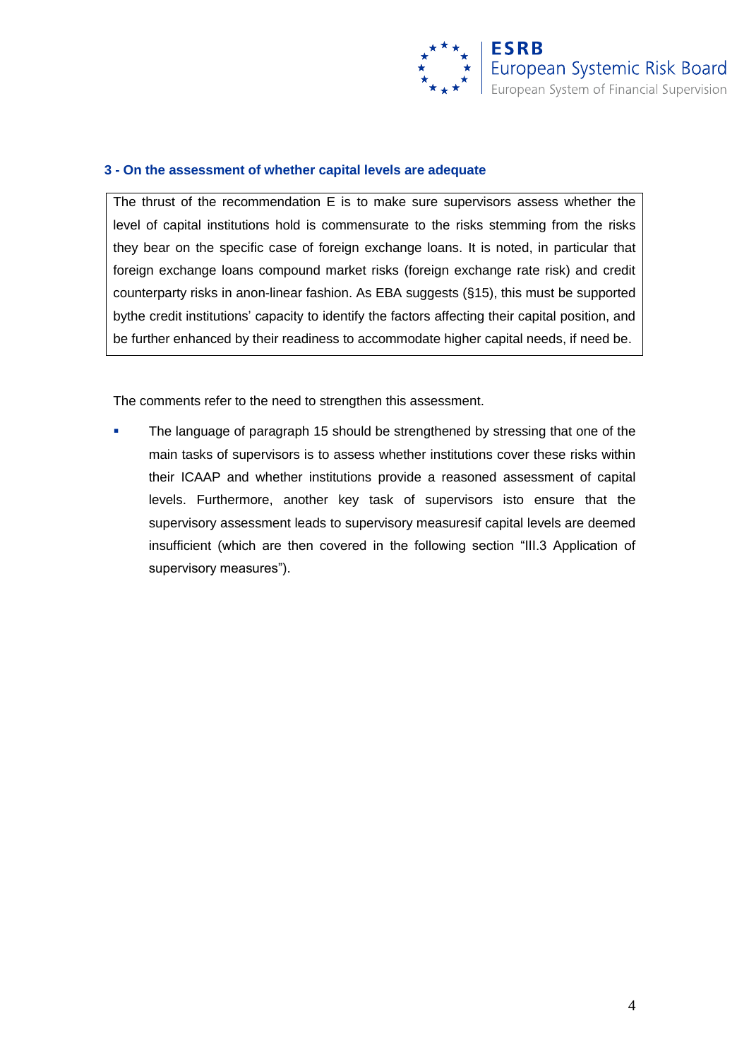### 3 - On the assessment of whether capital levels are adequate

> The thrust of the recommendation E is to make sure supervisors assess whether the level of capital institutions hold is commensurate to the risks stemming from the risks they bear on the specific case of foreign exchange loans. It is noted, in particular that foreign exchange loans compound market risks (foreign exchange rate risk) and credit counterparty risks in anon-linear fashion. As EBA suggests (§15), this must be supported bythe credit institutions' capacity to identify the factors affecting their capital position, and be further enhanced by their readiness to accommodate higher capital needs, if need be.

The comments refer to the need to strengthen this assessment.

- The language of paragraph 15 should be strengthened by stressing that one of the main tasks of supervisors is to assess whether institutions cover these risks within their ICAAP and whether institutions provide a reasoned assessment of capital levels. Furthermore, another key task of supervisors isto ensure that the supervisory assessment leads to supervisory measuresif capital levels are deemed insufficient (which are then covered in the following section "III.3 Application of supervisory measures").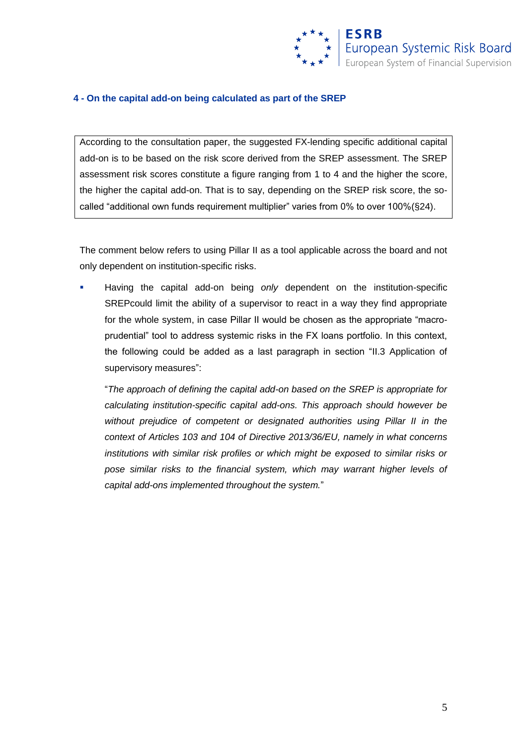#### 4 - On the capital add-on being calculated as part of the SREP

According to the consultation paper, the suggested FX-lending specific additional capital add-on is to be based on the risk score derived from the SREP assessment. The SREP assessment risk scores constitute a figure ranging from 1 to 4 and the higher the score, the higher the capital add-on. That is to say, depending on the SREP risk score, the so-called "additional own funds requirement multiplier" varies from 0% to over 100%(§24).

The comment below refers to using Pillar II as a tool applicable across the board and not only dependent on institution-specific risks.

- Having the capital add-on being *only* dependent on the institution-specific SREPcould limit the ability of a supervisor to react in a way they find appropriate for the whole system, in case Pillar II would be chosen as the appropriate "macro-prudential" tool to address systemic risks in the FX loans portfolio. In this context, the following could be added as a last paragraph in section "II.3 Application of supervisory measures":

  "*The approach of defining the capital add-on based on the SREP is appropriate for calculating institution-specific capital add-ons. This approach should however be without prejudice of competent or designated authorities using Pillar II in the context of Articles 103 and 104 of Directive 2013/36/EU, namely in what concerns institutions with similar risk profiles or which might be exposed to similar risks or pose similar risks to the financial system, which may warrant higher levels of capital add-ons implemented throughout the system.*"